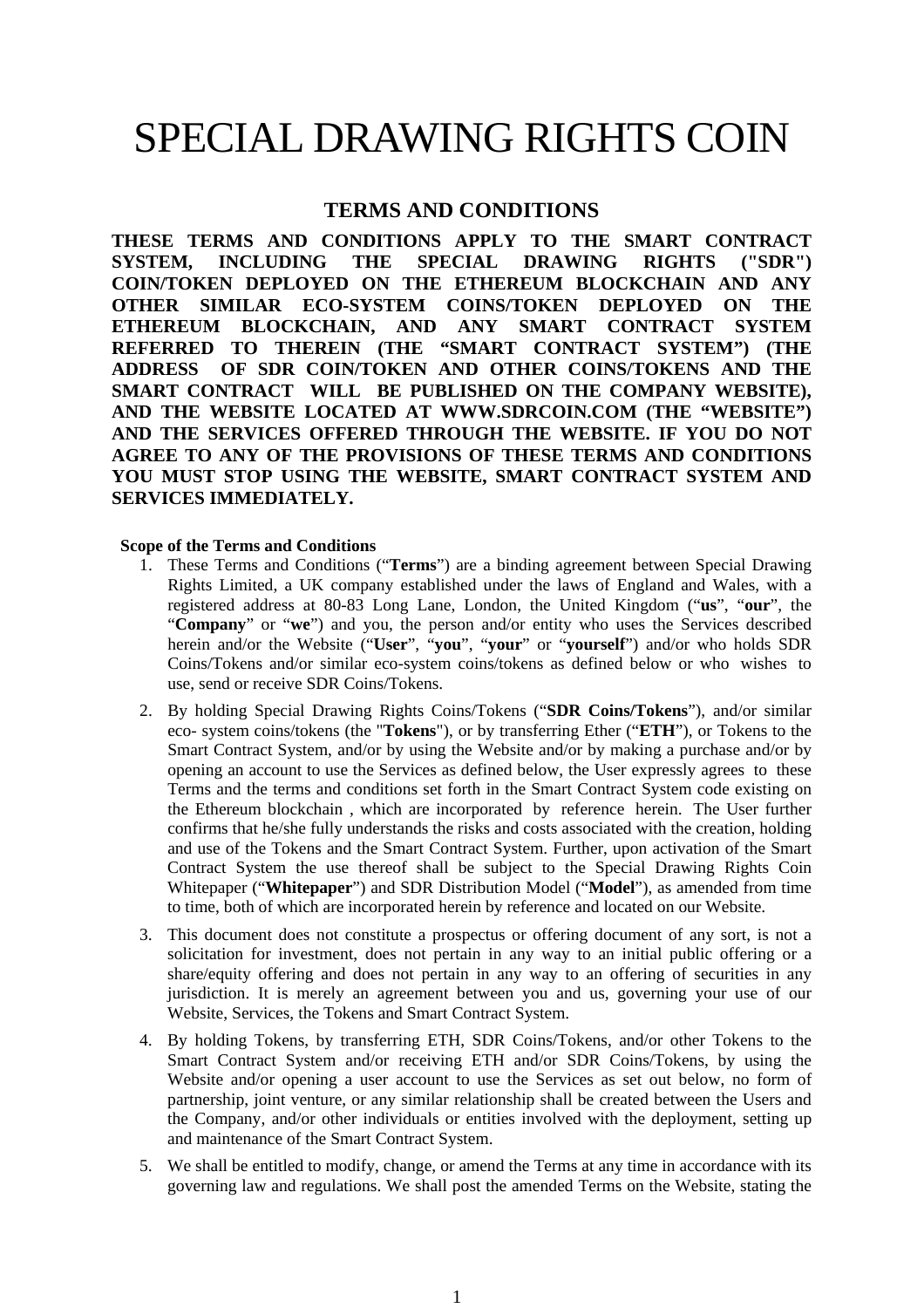# SPECIAL DRAWING RIGHTS COIN

## TERMS AND CONDITIONS

**THESE TERMS AND CONDITIONS APPLY TO THE SMART CONTRACT SYSTEM, INCLUDING THE SPECIAL DRAWING RIGHTS ("SDR") COIN/TOKEN DEPLOYED ON THE ETHEREUM BLOCKCHAIN AND ANY OTHER SIMILAR ECO-SYSTEM COINS/TOKEN DEPLOYED ON THE ETHEREUM BLOCKCHAIN, AND ANY SMART CONTRACT SYSTEM REFERRED TO THEREIN (THE "SMART CONTRACT SYSTEM") (THE ADDRESS OF SDR COIN/TOKEN AND OTHER COINS/TOKENS AND THE SMART CONTRACT WILL BE PUBLISHED ON THE COMPANY WEBSITE), AND THE WEBSITE LOCATED AT WWW.SDRCOIN.COM (THE "WEBSITE") AND THE SERVICES OFFERED THROUGH THE WEBSITE. IF YOU DO NOT AGREE TO ANY OF THE PROVISIONS OF THESE TERMS AND CONDITIONS YOU MUST STOP USING THE WEBSITE, SMART CONTRACT SYSTEM AND SERVICES IMMEDIATELY.**

**Scope of the Terms and Conditions**

1. These Terms and Conditions ("**Terms**") are a binding agreement between Special Drawing Rights Limited, a UK company established under the laws of England and Wales, with a registered address at 80-83 Long Lane, London, the United Kingdom ("**us**", "**our**", the "**Company**" or "**we**") and you, the person and/or entity who uses the Services described herein and/or the Website ("**User**", "**you**", "**your**" or "**yourself**") and/or who holds SDR Coins/Tokens and/or similar eco-system coins/tokens as defined below or who wishes to use, send or receive SDR Coins/Tokens.
2. By holding Special Drawing Rights Coins/Tokens ("**SDR Coins/Tokens**"), and/or similar eco- system coins/tokens (the "**Tokens**"), or by transferring Ether ("**ETH**"), or Tokens to the Smart Contract System, and/or by using the Website and/or by making a purchase and/or by opening an account to use the Services as defined below, the User expressly agrees to these Terms and the terms and conditions set forth in the Smart Contract System code existing on the Ethereum blockchain , which are incorporated by reference herein. The User further confirms that he/she fully understands the risks and costs associated with the creation, holding and use of the Tokens and the Smart Contract System. Further, upon activation of the Smart Contract System the use thereof shall be subject to the Special Drawing Rights Coin Whitepaper ("**Whitepaper**") and SDR Distribution Model ("**Model**"), as amended from time to time, both of which are incorporated herein by reference and located on our Website.
3. This document does not constitute a prospectus or offering document of any sort, is not a solicitation for investment, does not pertain in any way to an initial public offering or a share/equity offering and does not pertain in any way to an offering of securities in any jurisdiction. It is merely an agreement between you and us, governing your use of our Website, Services, the Tokens and Smart Contract System.
4. By holding Tokens, by transferring ETH, SDR Coins/Tokens, and/or other Tokens to the Smart Contract System and/or receiving ETH and/or SDR Coins/Tokens, by using the Website and/or opening a user account to use the Services as set out below, no form of partnership, joint venture, or any similar relationship shall be created between the Users and the Company, and/or other individuals or entities involved with the deployment, setting up and maintenance of the Smart Contract System.
5. We shall be entitled to modify, change, or amend the Terms at any time in accordance with its governing law and regulations. We shall post the amended Terms on the Website, stating the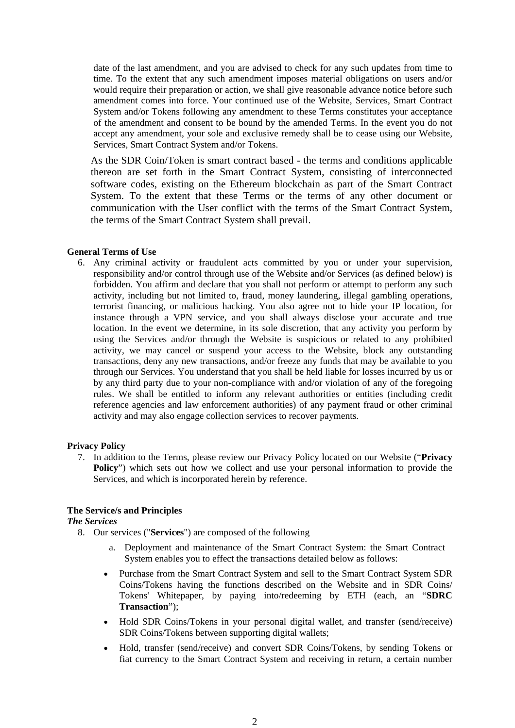date of the last amendment, and you are advised to check for any such updates from time to time. To the extent that any such amendment imposes material obligations on users and/or would require their preparation or action, we shall give reasonable advance notice before such amendment comes into force. Your continued use of the Website, Services, Smart Contract System and/or Tokens following any amendment to these Terms constitutes your acceptance of the amendment and consent to be bound by the amended Terms. In the event you do not accept any amendment, your sole and exclusive remedy shall be to cease using our Website, Services, Smart Contract System and/or Tokens.

As the SDR Coin/Token is smart contract based - the terms and conditions applicable thereon are set forth in the Smart Contract System, consisting of interconnected software codes, existing on the Ethereum blockchain as part of the Smart Contract System. To the extent that these Terms or the terms of any other document or communication with the User conflict with the terms of the Smart Contract System, the terms of the Smart Contract System shall prevail.

**General Terms of Use**

6. Any criminal activity or fraudulent acts committed by you or under your supervision, responsibility and/or control through use of the Website and/or Services (as defined below) is forbidden. You affirm and declare that you shall not perform or attempt to perform any such activity, including but not limited to, fraud, money laundering, illegal gambling operations, terrorist financing, or malicious hacking. You also agree not to hide your IP location, for instance through a VPN service, and you shall always disclose your accurate and true location. In the event we determine, in its sole discretion, that any activity you perform by using the Services and/or through the Website is suspicious or related to any prohibited activity, we may cancel or suspend your access to the Website, block any outstanding transactions, deny any new transactions, and/or freeze any funds that may be available to you through our Services. You understand that you shall be held liable for losses incurred by us or by any third party due to your non-compliance with and/or violation of any of the foregoing rules. We shall be entitled to inform any relevant authorities or entities (including credit reference agencies and law enforcement authorities) of any payment fraud or other criminal activity and may also engage collection services to recover payments.

**Privacy Policy**

7. In addition to the Terms, please review our Privacy Policy located on our Website ("**Privacy Policy**") which sets out how we collect and use your personal information to provide the Services, and which is incorporated herein by reference.

**The Service/s and Principles**

***The Services***

8. Our services ("**Services**") are composed of the following

   a. Deployment and maintenance of the Smart Contract System: the Smart Contract System enables you to effect the transactions detailed below as follows:

   - Purchase from the Smart Contract System and sell to the Smart Contract System SDR Coins/Tokens having the functions described on the Website and in SDR Coins/ Tokens' Whitepaper, by paying into/redeeming by ETH (each, an "**SDRC Transaction**");
   - Hold SDR Coins/Tokens in your personal digital wallet, and transfer (send/receive) SDR Coins/Tokens between supporting digital wallets;
   - Hold, transfer (send/receive) and convert SDR Coins/Tokens, by sending Tokens or fiat currency to the Smart Contract System and receiving in return, a certain number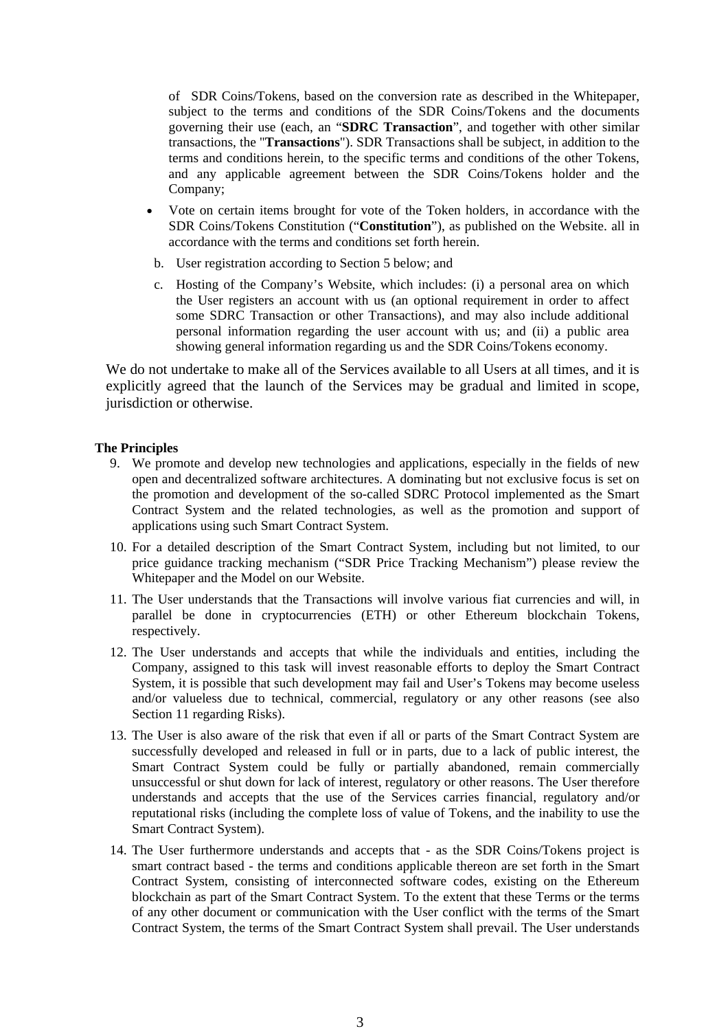of SDR Coins/Tokens, based on the conversion rate as described in the Whitepaper, subject to the terms and conditions of the SDR Coins/Tokens and the documents governing their use (each, an "**SDRC Transaction**", and together with other similar transactions, the "**Transactions**"). SDR Transactions shall be subject, in addition to the terms and conditions herein, to the specific terms and conditions of the other Tokens, and any applicable agreement between the SDR Coins/Tokens holder and the Company;

- Vote on certain items brought for vote of the Token holders, in accordance with the SDR Coins/Tokens Constitution ("**Constitution**"), as published on the Website. all in accordance with the terms and conditions set forth herein.

b. User registration according to Section 5 below; and

c. Hosting of the Company's Website, which includes: (i) a personal area on which the User registers an account with us (an optional requirement in order to affect some SDRC Transaction or other Transactions), and may also include additional personal information regarding the user account with us; and (ii) a public area showing general information regarding us and the SDR Coins/Tokens economy.

We do not undertake to make all of the Services available to all Users at all times, and it is explicitly agreed that the launch of the Services may be gradual and limited in scope, jurisdiction or otherwise.

**The Principles**

9. We promote and develop new technologies and applications, especially in the fields of new open and decentralized software architectures. A dominating but not exclusive focus is set on the promotion and development of the so-called SDRC Protocol implemented as the Smart Contract System and the related technologies, as well as the promotion and support of applications using such Smart Contract System.
10. For a detailed description of the Smart Contract System, including but not limited, to our price guidance tracking mechanism ("SDR Price Tracking Mechanism") please review the Whitepaper and the Model on our Website.
11. The User understands that the Transactions will involve various fiat currencies and will, in parallel be done in cryptocurrencies (ETH) or other Ethereum blockchain Tokens, respectively.
12. The User understands and accepts that while the individuals and entities, including the Company, assigned to this task will invest reasonable efforts to deploy the Smart Contract System, it is possible that such development may fail and User's Tokens may become useless and/or valueless due to technical, commercial, regulatory or any other reasons (see also Section 11 regarding Risks).
13. The User is also aware of the risk that even if all or parts of the Smart Contract System are successfully developed and released in full or in parts, due to a lack of public interest, the Smart Contract System could be fully or partially abandoned, remain commercially unsuccessful or shut down for lack of interest, regulatory or other reasons. The User therefore understands and accepts that the use of the Services carries financial, regulatory and/or reputational risks (including the complete loss of value of Tokens, and the inability to use the Smart Contract System).
14. The User furthermore understands and accepts that - as the SDR Coins/Tokens project is smart contract based - the terms and conditions applicable thereon are set forth in the Smart Contract System, consisting of interconnected software codes, existing on the Ethereum blockchain as part of the Smart Contract System. To the extent that these Terms or the terms of any other document or communication with the User conflict with the terms of the Smart Contract System, the terms of the Smart Contract System shall prevail. The User understands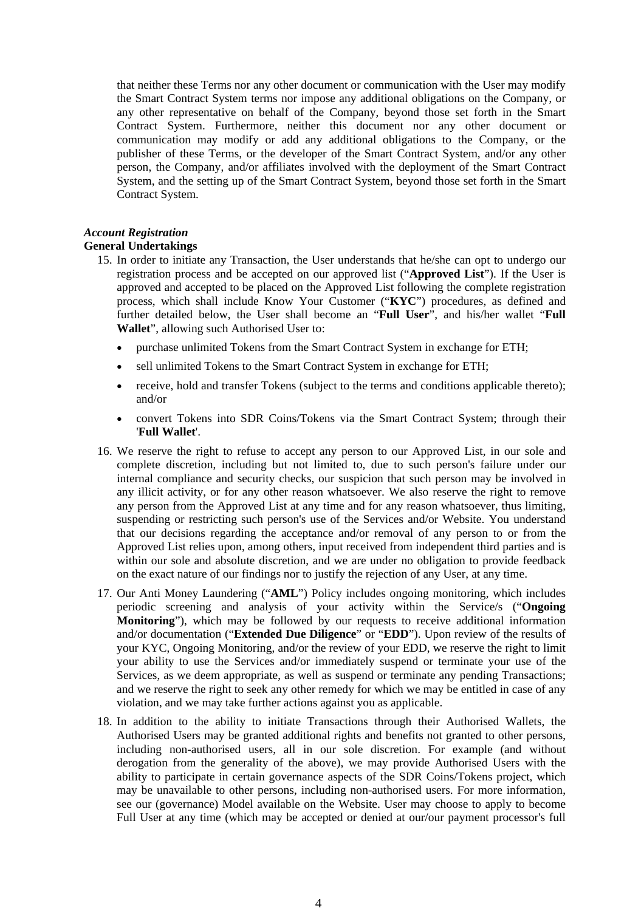that neither these Terms nor any other document or communication with the User may modify the Smart Contract System terms nor impose any additional obligations on the Company, or any other representative on behalf of the Company, beyond those set forth in the Smart Contract System. Furthermore, neither this document nor any other document or communication may modify or add any additional obligations to the Company, or the publisher of these Terms, or the developer of the Smart Contract System, and/or any other person, the Company, and/or affiliates involved with the deployment of the Smart Contract System, and the setting up of the Smart Contract System, beyond those set forth in the Smart Contract System.

***Account Registration***

**General Undertakings**

15. In order to initiate any Transaction, the User understands that he/she can opt to undergo our registration process and be accepted on our approved list ("**Approved List**"). If the User is approved and accepted to be placed on the Approved List following the complete registration process, which shall include Know Your Customer ("**KYC**") procedures, as defined and further detailed below, the User shall become an "**Full User**", and his/her wallet "**Full Wallet**", allowing such Authorised User to:
    - purchase unlimited Tokens from the Smart Contract System in exchange for ETH;
    - sell unlimited Tokens to the Smart Contract System in exchange for ETH;
    - receive, hold and transfer Tokens (subject to the terms and conditions applicable thereto); and/or
    - convert Tokens into SDR Coins/Tokens via the Smart Contract System; through their '**Full Wallet**'.
16. We reserve the right to refuse to accept any person to our Approved List, in our sole and complete discretion, including but not limited to, due to such person's failure under our internal compliance and security checks, our suspicion that such person may be involved in any illicit activity, or for any other reason whatsoever. We also reserve the right to remove any person from the Approved List at any time and for any reason whatsoever, thus limiting, suspending or restricting such person's use of the Services and/or Website. You understand that our decisions regarding the acceptance and/or removal of any person to or from the Approved List relies upon, among others, input received from independent third parties and is within our sole and absolute discretion, and we are under no obligation to provide feedback on the exact nature of our findings nor to justify the rejection of any User, at any time.
17. Our Anti Money Laundering ("**AML**") Policy includes ongoing monitoring, which includes periodic screening and analysis of your activity within the Service/s ("**Ongoing Monitoring**"), which may be followed by our requests to receive additional information and/or documentation ("**Extended Due Diligence**" or "**EDD**"). Upon review of the results of your KYC, Ongoing Monitoring, and/or the review of your EDD, we reserve the right to limit your ability to use the Services and/or immediately suspend or terminate your use of the Services, as we deem appropriate, as well as suspend or terminate any pending Transactions; and we reserve the right to seek any other remedy for which we may be entitled in case of any violation, and we may take further actions against you as applicable.
18. In addition to the ability to initiate Transactions through their Authorised Wallets, the Authorised Users may be granted additional rights and benefits not granted to other persons, including non-authorised users, all in our sole discretion. For example (and without derogation from the generality of the above), we may provide Authorised Users with the ability to participate in certain governance aspects of the SDR Coins/Tokens project, which may be unavailable to other persons, including non-authorised users. For more information, see our (governance) Model available on the Website. User may choose to apply to become Full User at any time (which may be accepted or denied at our/our payment processor's full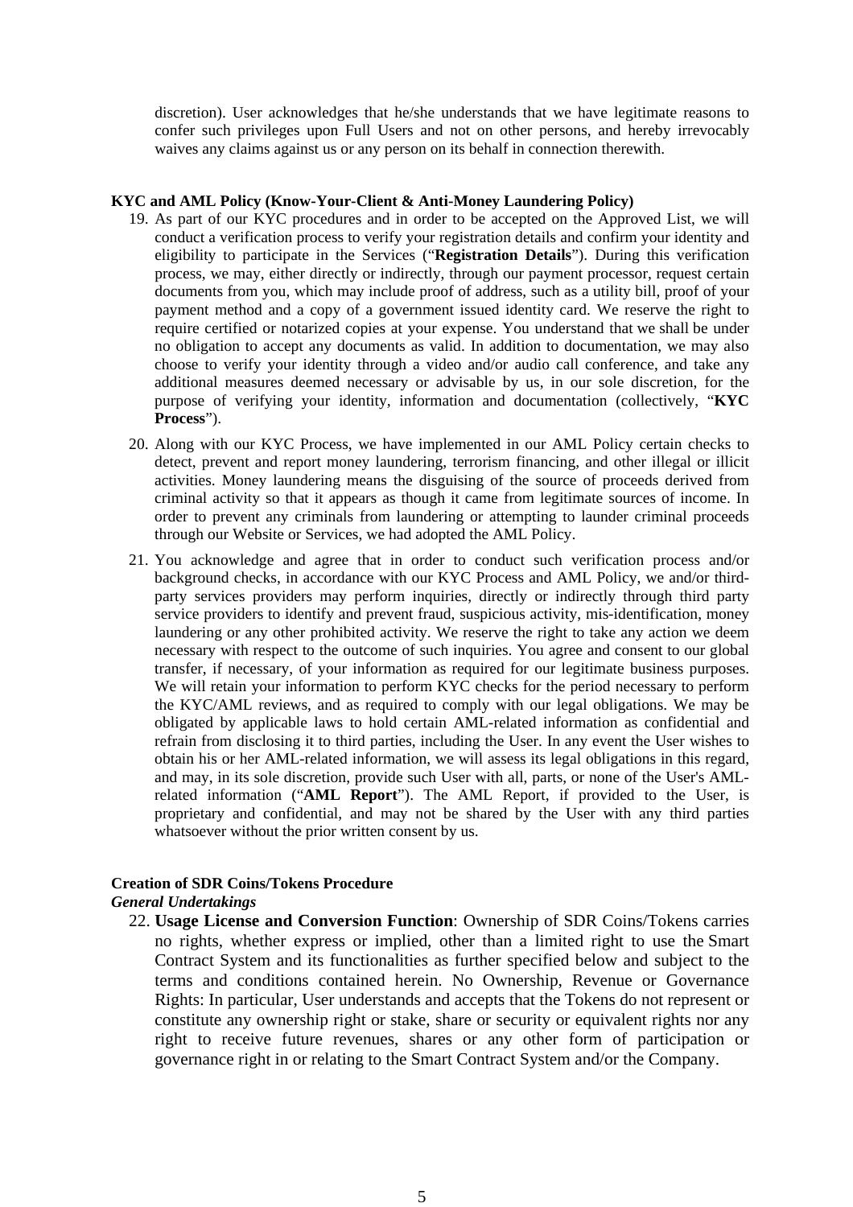discretion). User acknowledges that he/she understands that we have legitimate reasons to confer such privileges upon Full Users and not on other persons, and hereby irrevocably waives any claims against us or any person on its behalf in connection therewith.

**KYC and AML Policy (Know-Your-Client & Anti-Money Laundering Policy)**

19. As part of our KYC procedures and in order to be accepted on the Approved List, we will conduct a verification process to verify your registration details and confirm your identity and eligibility to participate in the Services ("**Registration Details**"). During this verification process, we may, either directly or indirectly, through our payment processor, request certain documents from you, which may include proof of address, such as a utility bill, proof of your payment method and a copy of a government issued identity card. We reserve the right to require certified or notarized copies at your expense. You understand that we shall be under no obligation to accept any documents as valid. In addition to documentation, we may also choose to verify your identity through a video and/or audio call conference, and take any additional measures deemed necessary or advisable by us, in our sole discretion, for the purpose of verifying your identity, information and documentation (collectively, "**KYC Process**").
20. Along with our KYC Process, we have implemented in our AML Policy certain checks to detect, prevent and report money laundering, terrorism financing, and other illegal or illicit activities. Money laundering means the disguising of the source of proceeds derived from criminal activity so that it appears as though it came from legitimate sources of income. In order to prevent any criminals from laundering or attempting to launder criminal proceeds through our Website or Services, we had adopted the AML Policy.
21. You acknowledge and agree that in order to conduct such verification process and/or background checks, in accordance with our KYC Process and AML Policy, we and/or third-party services providers may perform inquiries, directly or indirectly through third party service providers to identify and prevent fraud, suspicious activity, mis-identification, money laundering or any other prohibited activity. We reserve the right to take any action we deem necessary with respect to the outcome of such inquiries. You agree and consent to our global transfer, if necessary, of your information as required for our legitimate business purposes. We will retain your information to perform KYC checks for the period necessary to perform the KYC/AML reviews, and as required to comply with our legal obligations. We may be obligated by applicable laws to hold certain AML-related information as confidential and refrain from disclosing it to third parties, including the User. In any event the User wishes to obtain his or her AML-related information, we will assess its legal obligations in this regard, and may, in its sole discretion, provide such User with all, parts, or none of the User's AML-related information ("**AML Report**"). The AML Report, if provided to the User, is proprietary and confidential, and may not be shared by the User with any third parties whatsoever without the prior written consent by us.

**Creation of SDR Coins/Tokens Procedure**

***General Undertakings***

22. **Usage License and Conversion Function**: Ownership of SDR Coins/Tokens carries no rights, whether express or implied, other than a limited right to use the Smart Contract System and its functionalities as further specified below and subject to the terms and conditions contained herein. No Ownership, Revenue or Governance Rights: In particular, User understands and accepts that the Tokens do not represent or constitute any ownership right or stake, share or security or equivalent rights nor any right to receive future revenues, shares or any other form of participation or governance right in or relating to the Smart Contract System and/or the Company.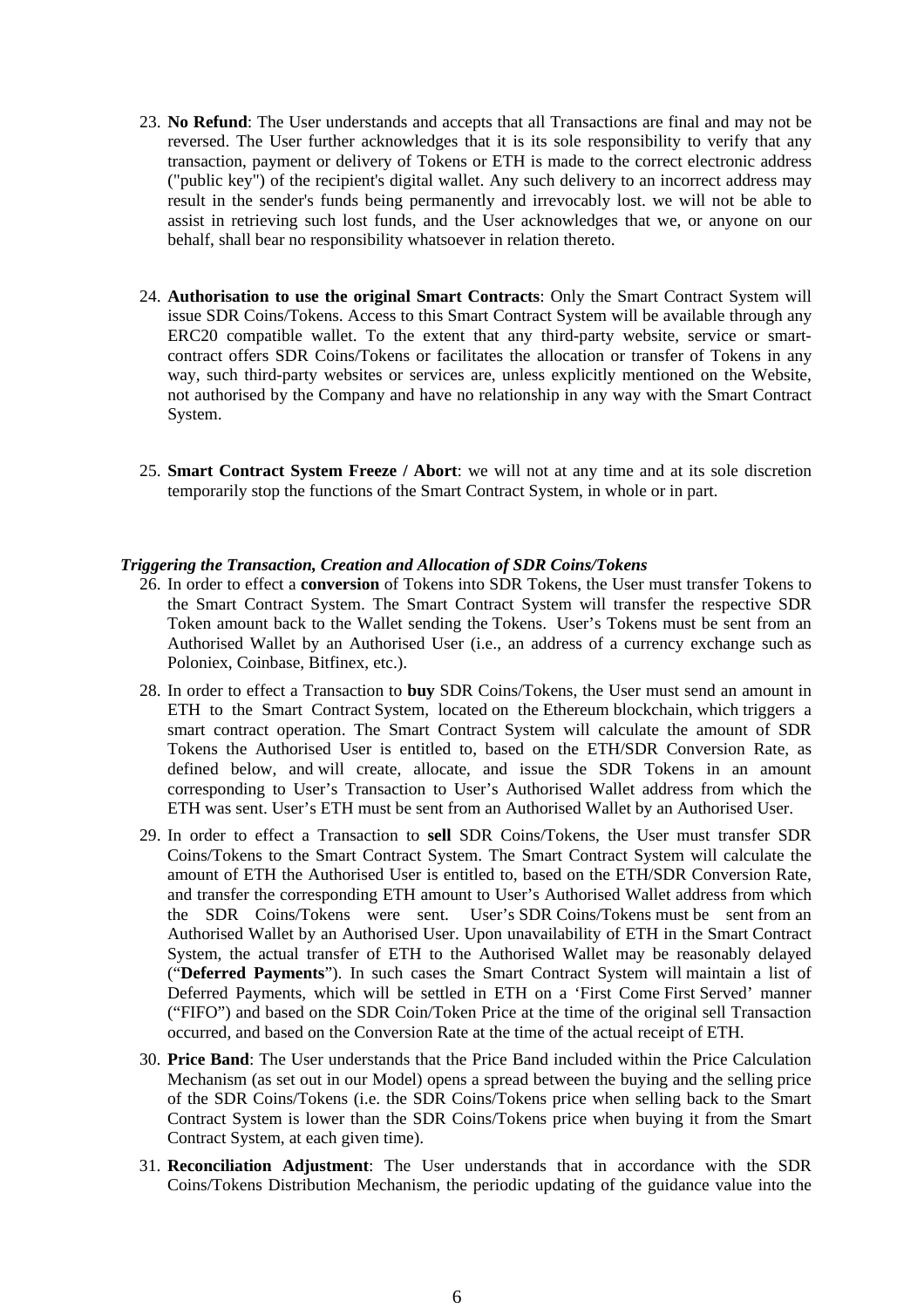23. **No Refund**: The User understands and accepts that all Transactions are final and may not be reversed. The User further acknowledges that it is its sole responsibility to verify that any transaction, payment or delivery of Tokens or ETH is made to the correct electronic address ("public key") of the recipient's digital wallet. Any such delivery to an incorrect address may result in the sender's funds being permanently and irrevocably lost. we will not be able to assist in retrieving such lost funds, and the User acknowledges that we, or anyone on our behalf, shall bear no responsibility whatsoever in relation thereto.

24. **Authorisation to use the original Smart Contracts**: Only the Smart Contract System will issue SDR Coins/Tokens. Access to this Smart Contract System will be available through any ERC20 compatible wallet. To the extent that any third-party website, service or smart-contract offers SDR Coins/Tokens or facilitates the allocation or transfer of Tokens in any way, such third-party websites or services are, unless explicitly mentioned on the Website, not authorised by the Company and have no relationship in any way with the Smart Contract System.

25. **Smart Contract System Freeze / Abort**: we will not at any time and at its sole discretion temporarily stop the functions of the Smart Contract System, in whole or in part.

***Triggering the Transaction, Creation and Allocation of SDR Coins/Tokens***

26. In order to effect a **conversion** of Tokens into SDR Tokens, the User must transfer Tokens to the Smart Contract System. The Smart Contract System will transfer the respective SDR Token amount back to the Wallet sending the Tokens. User's Tokens must be sent from an Authorised Wallet by an Authorised User (i.e., an address of a currency exchange such as Poloniex, Coinbase, Bitfinex, etc.).

28. In order to effect a Transaction to **buy** SDR Coins/Tokens, the User must send an amount in ETH to the Smart Contract System, located on the Ethereum blockchain, which triggers a smart contract operation. The Smart Contract System will calculate the amount of SDR Tokens the Authorised User is entitled to, based on the ETH/SDR Conversion Rate, as defined below, and will create, allocate, and issue the SDR Tokens in an amount corresponding to User's Transaction to User's Authorised Wallet address from which the ETH was sent. User's ETH must be sent from an Authorised Wallet by an Authorised User.

29. In order to effect a Transaction to **sell** SDR Coins/Tokens, the User must transfer SDR Coins/Tokens to the Smart Contract System. The Smart Contract System will calculate the amount of ETH the Authorised User is entitled to, based on the ETH/SDR Conversion Rate, and transfer the corresponding ETH amount to User's Authorised Wallet address from which the SDR Coins/Tokens were sent. User's SDR Coins/Tokens must be sent from an Authorised Wallet by an Authorised User. Upon unavailability of ETH in the Smart Contract System, the actual transfer of ETH to the Authorised Wallet may be reasonably delayed ("**Deferred Payments**"). In such cases the Smart Contract System will maintain a list of Deferred Payments, which will be settled in ETH on a 'First Come First Served' manner ("FIFO") and based on the SDR Coin/Token Price at the time of the original sell Transaction occurred, and based on the Conversion Rate at the time of the actual receipt of ETH.

30. **Price Band**: The User understands that the Price Band included within the Price Calculation Mechanism (as set out in our Model) opens a spread between the buying and the selling price of the SDR Coins/Tokens (i.e. the SDR Coins/Tokens price when selling back to the Smart Contract System is lower than the SDR Coins/Tokens price when buying it from the Smart Contract System, at each given time).

31. **Reconciliation Adjustment**: The User understands that in accordance with the SDR Coins/Tokens Distribution Mechanism, the periodic updating of the guidance value into the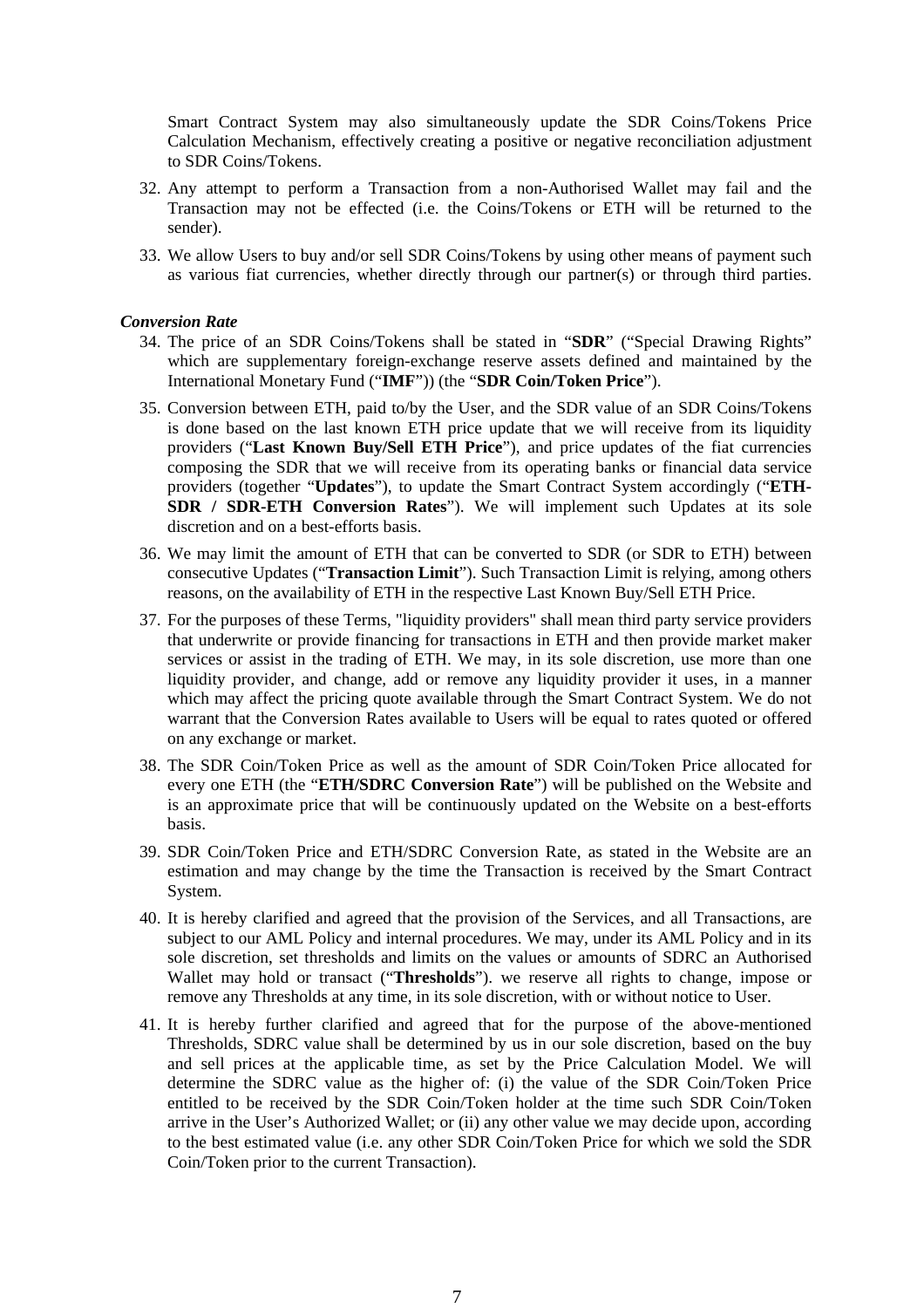Smart Contract System may also simultaneously update the SDR Coins/Tokens Price Calculation Mechanism, effectively creating a positive or negative reconciliation adjustment to SDR Coins/Tokens.

32. Any attempt to perform a Transaction from a non-Authorised Wallet may fail and the Transaction may not be effected (i.e. the Coins/Tokens or ETH will be returned to the sender).
33. We allow Users to buy and/or sell SDR Coins/Tokens by using other means of payment such as various fiat currencies, whether directly through our partner(s) or through third parties.

***Conversion Rate***

34. The price of an SDR Coins/Tokens shall be stated in "**SDR**" ("Special Drawing Rights" which are supplementary foreign-exchange reserve assets defined and maintained by the International Monetary Fund ("**IMF**")) (the "**SDR Coin/Token Price**").
35. Conversion between ETH, paid to/by the User, and the SDR value of an SDR Coins/Tokens is done based on the last known ETH price update that we will receive from its liquidity providers ("**Last Known Buy/Sell ETH Price**"), and price updates of the fiat currencies composing the SDR that we will receive from its operating banks or financial data service providers (together "**Updates**"), to update the Smart Contract System accordingly ("**ETH-SDR / SDR-ETH Conversion Rates**"). We will implement such Updates at its sole discretion and on a best-efforts basis.
36. We may limit the amount of ETH that can be converted to SDR (or SDR to ETH) between consecutive Updates ("**Transaction Limit**"). Such Transaction Limit is relying, among others reasons, on the availability of ETH in the respective Last Known Buy/Sell ETH Price.
37. For the purposes of these Terms, "liquidity providers" shall mean third party service providers that underwrite or provide financing for transactions in ETH and then provide market maker services or assist in the trading of ETH. We may, in its sole discretion, use more than one liquidity provider, and change, add or remove any liquidity provider it uses, in a manner which may affect the pricing quote available through the Smart Contract System. We do not warrant that the Conversion Rates available to Users will be equal to rates quoted or offered on any exchange or market.
38. The SDR Coin/Token Price as well as the amount of SDR Coin/Token Price allocated for every one ETH (the "**ETH/SDRC Conversion Rate**") will be published on the Website and is an approximate price that will be continuously updated on the Website on a best-efforts basis.
39. SDR Coin/Token Price and ETH/SDRC Conversion Rate, as stated in the Website are an estimation and may change by the time the Transaction is received by the Smart Contract System.
40. It is hereby clarified and agreed that the provision of the Services, and all Transactions, are subject to our AML Policy and internal procedures. We may, under its AML Policy and in its sole discretion, set thresholds and limits on the values or amounts of SDRC an Authorised Wallet may hold or transact ("**Thresholds**"). we reserve all rights to change, impose or remove any Thresholds at any time, in its sole discretion, with or without notice to User.
41. It is hereby further clarified and agreed that for the purpose of the above-mentioned Thresholds, SDRC value shall be determined by us in our sole discretion, based on the buy and sell prices at the applicable time, as set by the Price Calculation Model. We will determine the SDRC value as the higher of: (i) the value of the SDR Coin/Token Price entitled to be received by the SDR Coin/Token holder at the time such SDR Coin/Token arrive in the User's Authorized Wallet; or (ii) any other value we may decide upon, according to the best estimated value (i.e. any other SDR Coin/Token Price for which we sold the SDR Coin/Token prior to the current Transaction).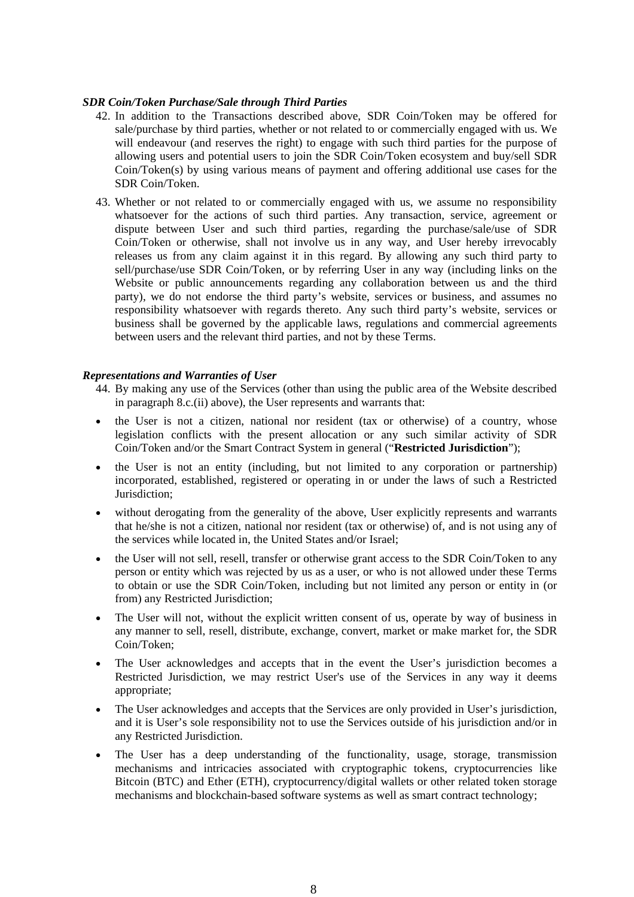***SDR Coin/Token Purchase/Sale through Third Parties***

42. In addition to the Transactions described above, SDR Coin/Token may be offered for sale/purchase by third parties, whether or not related to or commercially engaged with us. We will endeavour (and reserves the right) to engage with such third parties for the purpose of allowing users and potential users to join the SDR Coin/Token ecosystem and buy/sell SDR Coin/Token(s) by using various means of payment and offering additional use cases for the SDR Coin/Token.

43. Whether or not related to or commercially engaged with us, we assume no responsibility whatsoever for the actions of such third parties. Any transaction, service, agreement or dispute between User and such third parties, regarding the purchase/sale/use of SDR Coin/Token or otherwise, shall not involve us in any way, and User hereby irrevocably releases us from any claim against it in this regard. By allowing any such third party to sell/purchase/use SDR Coin/Token, or by referring User in any way (including links on the Website or public announcements regarding any collaboration between us and the third party), we do not endorse the third party's website, services or business, and assumes no responsibility whatsoever with regards thereto. Any such third party's website, services or business shall be governed by the applicable laws, regulations and commercial agreements between users and the relevant third parties, and not by these Terms.

***Representations and Warranties of User***

44. By making any use of the Services (other than using the public area of the Website described in paragraph 8.c.(ii) above), the User represents and warrants that:

- the User is not a citizen, national nor resident (tax or otherwise) of a country, whose legislation conflicts with the present allocation or any such similar activity of SDR Coin/Token and/or the Smart Contract System in general ("**Restricted Jurisdiction**");
- the User is not an entity (including, but not limited to any corporation or partnership) incorporated, established, registered or operating in or under the laws of such a Restricted Jurisdiction;
- without derogating from the generality of the above, User explicitly represents and warrants that he/she is not a citizen, national nor resident (tax or otherwise) of, and is not using any of the services while located in, the United States and/or Israel;
- the User will not sell, resell, transfer or otherwise grant access to the SDR Coin/Token to any person or entity which was rejected by us as a user, or who is not allowed under these Terms to obtain or use the SDR Coin/Token, including but not limited any person or entity in (or from) any Restricted Jurisdiction;
- The User will not, without the explicit written consent of us, operate by way of business in any manner to sell, resell, distribute, exchange, convert, market or make market for, the SDR Coin/Token;
- The User acknowledges and accepts that in the event the User's jurisdiction becomes a Restricted Jurisdiction, we may restrict User's use of the Services in any way it deems appropriate;
- The User acknowledges and accepts that the Services are only provided in User's jurisdiction, and it is User's sole responsibility not to use the Services outside of his jurisdiction and/or in any Restricted Jurisdiction.
- The User has a deep understanding of the functionality, usage, storage, transmission mechanisms and intricacies associated with cryptographic tokens, cryptocurrencies like Bitcoin (BTC) and Ether (ETH), cryptocurrency/digital wallets or other related token storage mechanisms and blockchain-based software systems as well as smart contract technology;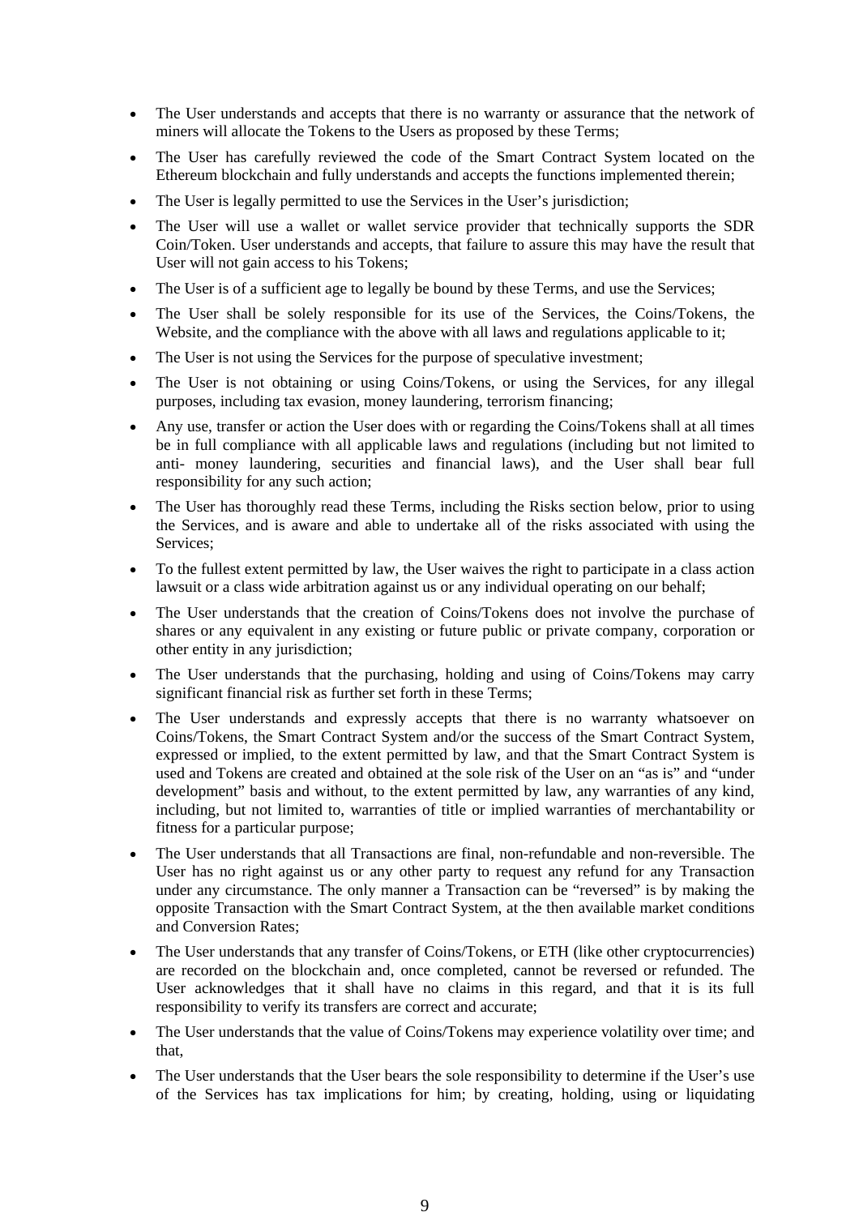- The User understands and accepts that there is no warranty or assurance that the network of miners will allocate the Tokens to the Users as proposed by these Terms;
- The User has carefully reviewed the code of the Smart Contract System located on the Ethereum blockchain and fully understands and accepts the functions implemented therein;
- The User is legally permitted to use the Services in the User's jurisdiction;
- The User will use a wallet or wallet service provider that technically supports the SDR Coin/Token. User understands and accepts, that failure to assure this may have the result that User will not gain access to his Tokens;
- The User is of a sufficient age to legally be bound by these Terms, and use the Services;
- The User shall be solely responsible for its use of the Services, the Coins/Tokens, the Website, and the compliance with the above with all laws and regulations applicable to it;
- The User is not using the Services for the purpose of speculative investment;
- The User is not obtaining or using Coins/Tokens, or using the Services, for any illegal purposes, including tax evasion, money laundering, terrorism financing;
- Any use, transfer or action the User does with or regarding the Coins/Tokens shall at all times be in full compliance with all applicable laws and regulations (including but not limited to anti- money laundering, securities and financial laws), and the User shall bear full responsibility for any such action;
- The User has thoroughly read these Terms, including the Risks section below, prior to using the Services, and is aware and able to undertake all of the risks associated with using the Services;
- To the fullest extent permitted by law, the User waives the right to participate in a class action lawsuit or a class wide arbitration against us or any individual operating on our behalf;
- The User understands that the creation of Coins/Tokens does not involve the purchase of shares or any equivalent in any existing or future public or private company, corporation or other entity in any jurisdiction;
- The User understands that the purchasing, holding and using of Coins/Tokens may carry significant financial risk as further set forth in these Terms;
- The User understands and expressly accepts that there is no warranty whatsoever on Coins/Tokens, the Smart Contract System and/or the success of the Smart Contract System, expressed or implied, to the extent permitted by law, and that the Smart Contract System is used and Tokens are created and obtained at the sole risk of the User on an "as is" and "under development" basis and without, to the extent permitted by law, any warranties of any kind, including, but not limited to, warranties of title or implied warranties of merchantability or fitness for a particular purpose;
- The User understands that all Transactions are final, non-refundable and non-reversible. The User has no right against us or any other party to request any refund for any Transaction under any circumstance. The only manner a Transaction can be "reversed" is by making the opposite Transaction with the Smart Contract System, at the then available market conditions and Conversion Rates;
- The User understands that any transfer of Coins/Tokens, or ETH (like other cryptocurrencies) are recorded on the blockchain and, once completed, cannot be reversed or refunded. The User acknowledges that it shall have no claims in this regard, and that it is its full responsibility to verify its transfers are correct and accurate;
- The User understands that the value of Coins/Tokens may experience volatility over time; and that,
- The User understands that the User bears the sole responsibility to determine if the User's use of the Services has tax implications for him; by creating, holding, using or liquidating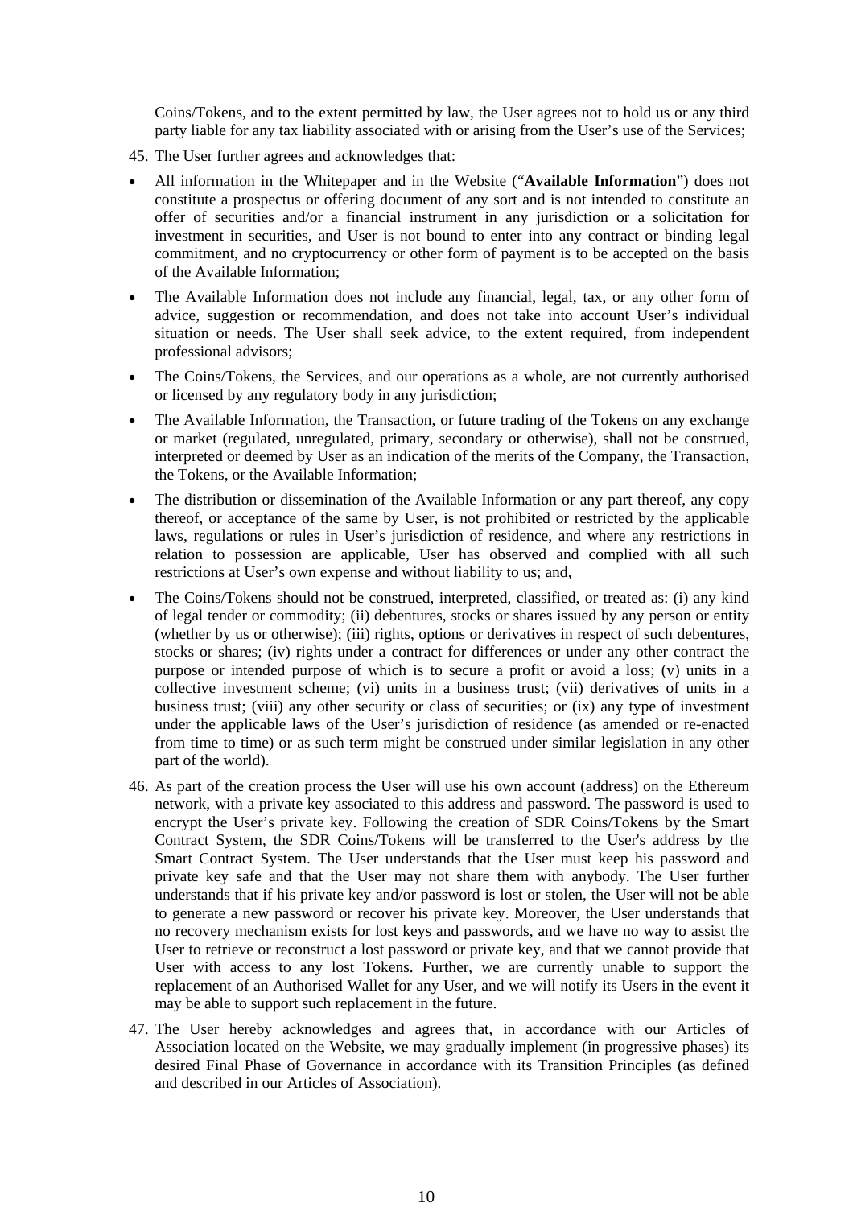Coins/Tokens, and to the extent permitted by law, the User agrees not to hold us or any third party liable for any tax liability associated with or arising from the User's use of the Services;

45. The User further agrees and acknowledges that:

- All information in the Whitepaper and in the Website ("**Available Information**") does not constitute a prospectus or offering document of any sort and is not intended to constitute an offer of securities and/or a financial instrument in any jurisdiction or a solicitation for investment in securities, and User is not bound to enter into any contract or binding legal commitment, and no cryptocurrency or other form of payment is to be accepted on the basis of the Available Information;
- The Available Information does not include any financial, legal, tax, or any other form of advice, suggestion or recommendation, and does not take into account User's individual situation or needs. The User shall seek advice, to the extent required, from independent professional advisors;
- The Coins/Tokens, the Services, and our operations as a whole, are not currently authorised or licensed by any regulatory body in any jurisdiction;
- The Available Information, the Transaction, or future trading of the Tokens on any exchange or market (regulated, unregulated, primary, secondary or otherwise), shall not be construed, interpreted or deemed by User as an indication of the merits of the Company, the Transaction, the Tokens, or the Available Information;
- The distribution or dissemination of the Available Information or any part thereof, any copy thereof, or acceptance of the same by User, is not prohibited or restricted by the applicable laws, regulations or rules in User's jurisdiction of residence, and where any restrictions in relation to possession are applicable, User has observed and complied with all such restrictions at User's own expense and without liability to us; and,
- The Coins/Tokens should not be construed, interpreted, classified, or treated as: (i) any kind of legal tender or commodity; (ii) debentures, stocks or shares issued by any person or entity (whether by us or otherwise); (iii) rights, options or derivatives in respect of such debentures, stocks or shares; (iv) rights under a contract for differences or under any other contract the purpose or intended purpose of which is to secure a profit or avoid a loss; (v) units in a collective investment scheme; (vi) units in a business trust; (vii) derivatives of units in a business trust; (viii) any other security or class of securities; or (ix) any type of investment under the applicable laws of the User's jurisdiction of residence (as amended or re-enacted from time to time) or as such term might be construed under similar legislation in any other part of the world).

46. As part of the creation process the User will use his own account (address) on the Ethereum network, with a private key associated to this address and password. The password is used to encrypt the User's private key. Following the creation of SDR Coins/Tokens by the Smart Contract System, the SDR Coins/Tokens will be transferred to the User's address by the Smart Contract System. The User understands that the User must keep his password and private key safe and that the User may not share them with anybody. The User further understands that if his private key and/or password is lost or stolen, the User will not be able to generate a new password or recover his private key. Moreover, the User understands that no recovery mechanism exists for lost keys and passwords, and we have no way to assist the User to retrieve or reconstruct a lost password or private key, and that we cannot provide that User with access to any lost Tokens. Further, we are currently unable to support the replacement of an Authorised Wallet for any User, and we will notify its Users in the event it may be able to support such replacement in the future.

47. The User hereby acknowledges and agrees that, in accordance with our Articles of Association located on the Website, we may gradually implement (in progressive phases) its desired Final Phase of Governance in accordance with its Transition Principles (as defined and described in our Articles of Association).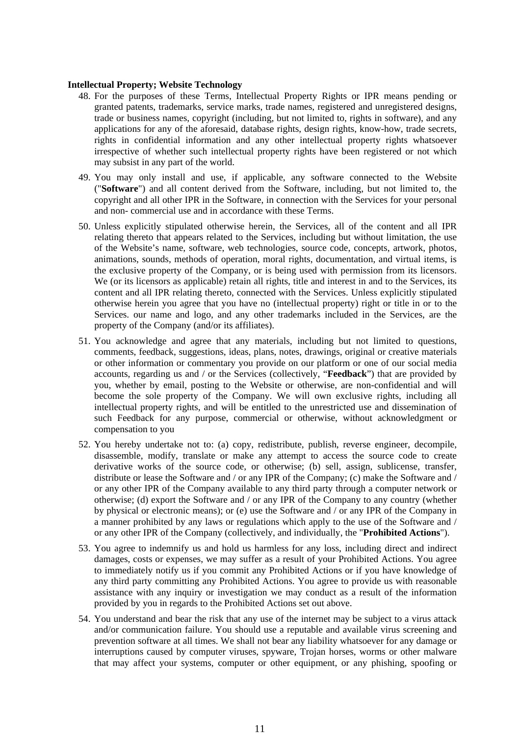**Intellectual Property; Website Technology**

48. For the purposes of these Terms, Intellectual Property Rights or IPR means pending or granted patents, trademarks, service marks, trade names, registered and unregistered designs, trade or business names, copyright (including, but not limited to, rights in software), and any applications for any of the aforesaid, database rights, design rights, know-how, trade secrets, rights in confidential information and any other intellectual property rights whatsoever irrespective of whether such intellectual property rights have been registered or not which may subsist in any part of the world.

49. You may only install and use, if applicable, any software connected to the Website ("**Software**") and all content derived from the Software, including, but not limited to, the copyright and all other IPR in the Software, in connection with the Services for your personal and non- commercial use and in accordance with these Terms.

50. Unless explicitly stipulated otherwise herein, the Services, all of the content and all IPR relating thereto that appears related to the Services, including but without limitation, the use of the Website's name, software, web technologies, source code, concepts, artwork, photos, animations, sounds, methods of operation, moral rights, documentation, and virtual items, is the exclusive property of the Company, or is being used with permission from its licensors. We (or its licensors as applicable) retain all rights, title and interest in and to the Services, its content and all IPR relating thereto, connected with the Services. Unless explicitly stipulated otherwise herein you agree that you have no (intellectual property) right or title in or to the Services. our name and logo, and any other trademarks included in the Services, are the property of the Company (and/or its affiliates).

51. You acknowledge and agree that any materials, including but not limited to questions, comments, feedback, suggestions, ideas, plans, notes, drawings, original or creative materials or other information or commentary you provide on our platform or one of our social media accounts, regarding us and / or the Services (collectively, "**Feedback**") that are provided by you, whether by email, posting to the Website or otherwise, are non-confidential and will become the sole property of the Company. We will own exclusive rights, including all intellectual property rights, and will be entitled to the unrestricted use and dissemination of such Feedback for any purpose, commercial or otherwise, without acknowledgment or compensation to you

52. You hereby undertake not to: (a) copy, redistribute, publish, reverse engineer, decompile, disassemble, modify, translate or make any attempt to access the source code to create derivative works of the source code, or otherwise; (b) sell, assign, sublicense, transfer, distribute or lease the Software and / or any IPR of the Company; (c) make the Software and / or any other IPR of the Company available to any third party through a computer network or otherwise; (d) export the Software and / or any IPR of the Company to any country (whether by physical or electronic means); or (e) use the Software and / or any IPR of the Company in a manner prohibited by any laws or regulations which apply to the use of the Software and / or any other IPR of the Company (collectively, and individually, the "**Prohibited Actions**").

53. You agree to indemnify us and hold us harmless for any loss, including direct and indirect damages, costs or expenses, we may suffer as a result of your Prohibited Actions. You agree to immediately notify us if you commit any Prohibited Actions or if you have knowledge of any third party committing any Prohibited Actions. You agree to provide us with reasonable assistance with any inquiry or investigation we may conduct as a result of the information provided by you in regards to the Prohibited Actions set out above.

54. You understand and bear the risk that any use of the internet may be subject to a virus attack and/or communication failure. You should use a reputable and available virus screening and prevention software at all times. We shall not bear any liability whatsoever for any damage or interruptions caused by computer viruses, spyware, Trojan horses, worms or other malware that may affect your systems, computer or other equipment, or any phishing, spoofing or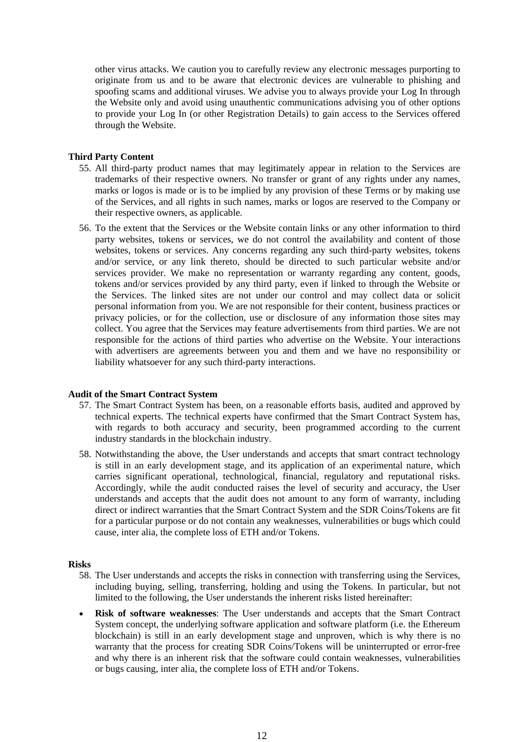other virus attacks. We caution you to carefully review any electronic messages purporting to originate from us and to be aware that electronic devices are vulnerable to phishing and spoofing scams and additional viruses. We advise you to always provide your Log In through the Website only and avoid using unauthentic communications advising you of other options to provide your Log In (or other Registration Details) to gain access to the Services offered through the Website.

**Third Party Content**

55. All third-party product names that may legitimately appear in relation to the Services are trademarks of their respective owners. No transfer or grant of any rights under any names, marks or logos is made or is to be implied by any provision of these Terms or by making use of the Services, and all rights in such names, marks or logos are reserved to the Company or their respective owners, as applicable.
56. To the extent that the Services or the Website contain links or any other information to third party websites, tokens or services, we do not control the availability and content of those websites, tokens or services. Any concerns regarding any such third-party websites, tokens and/or service, or any link thereto, should be directed to such particular website and/or services provider. We make no representation or warranty regarding any content, goods, tokens and/or services provided by any third party, even if linked to through the Website or the Services. The linked sites are not under our control and may collect data or solicit personal information from you. We are not responsible for their content, business practices or privacy policies, or for the collection, use or disclosure of any information those sites may collect. You agree that the Services may feature advertisements from third parties. We are not responsible for the actions of third parties who advertise on the Website. Your interactions with advertisers are agreements between you and them and we have no responsibility or liability whatsoever for any such third-party interactions.

**Audit of the Smart Contract System**

57. The Smart Contract System has been, on a reasonable efforts basis, audited and approved by technical experts. The technical experts have confirmed that the Smart Contract System has, with regards to both accuracy and security, been programmed according to the current industry standards in the blockchain industry.
58. Notwithstanding the above, the User understands and accepts that smart contract technology is still in an early development stage, and its application of an experimental nature, which carries significant operational, technological, financial, regulatory and reputational risks. Accordingly, while the audit conducted raises the level of security and accuracy, the User understands and accepts that the audit does not amount to any form of warranty, including direct or indirect warranties that the Smart Contract System and the SDR Coins/Tokens are fit for a particular purpose or do not contain any weaknesses, vulnerabilities or bugs which could cause, inter alia, the complete loss of ETH and/or Tokens.

**Risks**

58. The User understands and accepts the risks in connection with transferring using the Services, including buying, selling, transferring, holding and using the Tokens. In particular, but not limited to the following, the User understands the inherent risks listed hereinafter:

- **Risk of software weaknesses**: The User understands and accepts that the Smart Contract System concept, the underlying software application and software platform (i.e. the Ethereum blockchain) is still in an early development stage and unproven, which is why there is no warranty that the process for creating SDR Coins/Tokens will be uninterrupted or error-free and why there is an inherent risk that the software could contain weaknesses, vulnerabilities or bugs causing, inter alia, the complete loss of ETH and/or Tokens.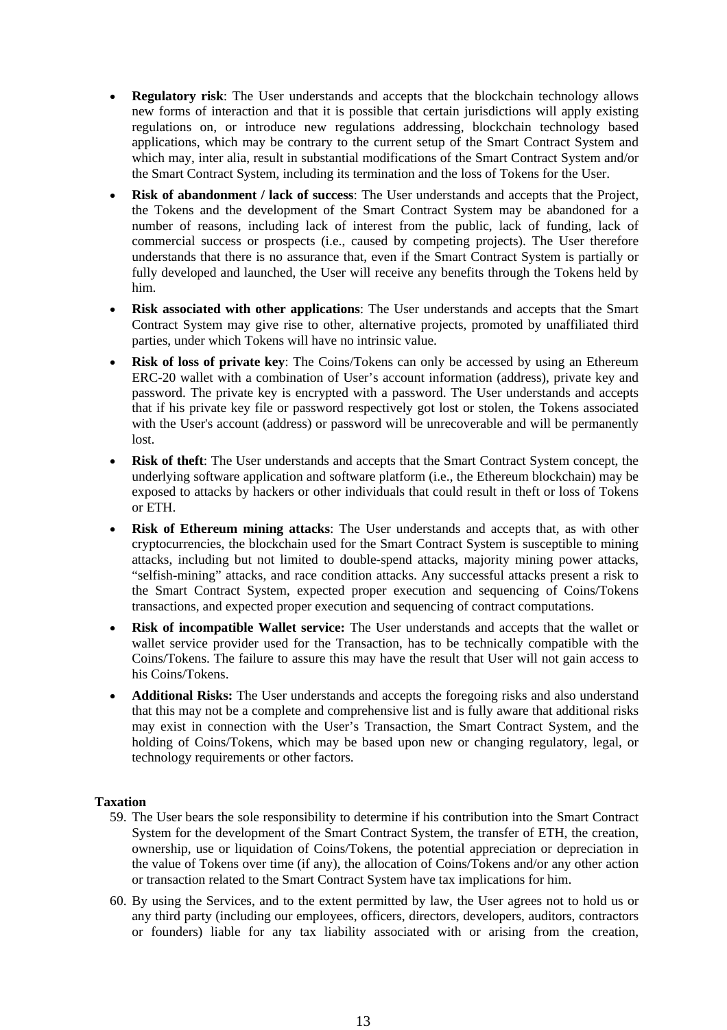- **Regulatory risk**: The User understands and accepts that the blockchain technology allows new forms of interaction and that it is possible that certain jurisdictions will apply existing regulations on, or introduce new regulations addressing, blockchain technology based applications, which may be contrary to the current setup of the Smart Contract System and which may, inter alia, result in substantial modifications of the Smart Contract System and/or the Smart Contract System, including its termination and the loss of Tokens for the User.
- **Risk of abandonment / lack of success**: The User understands and accepts that the Project, the Tokens and the development of the Smart Contract System may be abandoned for a number of reasons, including lack of interest from the public, lack of funding, lack of commercial success or prospects (i.e., caused by competing projects). The User therefore understands that there is no assurance that, even if the Smart Contract System is partially or fully developed and launched, the User will receive any benefits through the Tokens held by him.
- **Risk associated with other applications**: The User understands and accepts that the Smart Contract System may give rise to other, alternative projects, promoted by unaffiliated third parties, under which Tokens will have no intrinsic value.
- **Risk of loss of private key**: The Coins/Tokens can only be accessed by using an Ethereum ERC-20 wallet with a combination of User's account information (address), private key and password. The private key is encrypted with a password. The User understands and accepts that if his private key file or password respectively got lost or stolen, the Tokens associated with the User's account (address) or password will be unrecoverable and will be permanently lost.
- **Risk of theft**: The User understands and accepts that the Smart Contract System concept, the underlying software application and software platform (i.e., the Ethereum blockchain) may be exposed to attacks by hackers or other individuals that could result in theft or loss of Tokens or ETH.
- **Risk of Ethereum mining attacks**: The User understands and accepts that, as with other cryptocurrencies, the blockchain used for the Smart Contract System is susceptible to mining attacks, including but not limited to double-spend attacks, majority mining power attacks, "selfish-mining" attacks, and race condition attacks. Any successful attacks present a risk to the Smart Contract System, expected proper execution and sequencing of Coins/Tokens transactions, and expected proper execution and sequencing of contract computations.
- **Risk of incompatible Wallet service:** The User understands and accepts that the wallet or wallet service provider used for the Transaction, has to be technically compatible with the Coins/Tokens. The failure to assure this may have the result that User will not gain access to his Coins/Tokens.
- **Additional Risks:** The User understands and accepts the foregoing risks and also understand that this may not be a complete and comprehensive list and is fully aware that additional risks may exist in connection with the User's Transaction, the Smart Contract System, and the holding of Coins/Tokens, which may be based upon new or changing regulatory, legal, or technology requirements or other factors.

**Taxation**

59. The User bears the sole responsibility to determine if his contribution into the Smart Contract System for the development of the Smart Contract System, the transfer of ETH, the creation, ownership, use or liquidation of Coins/Tokens, the potential appreciation or depreciation in the value of Tokens over time (if any), the allocation of Coins/Tokens and/or any other action or transaction related to the Smart Contract System have tax implications for him.
60. By using the Services, and to the extent permitted by law, the User agrees not to hold us or any third party (including our employees, officers, directors, developers, auditors, contractors or founders) liable for any tax liability associated with or arising from the creation,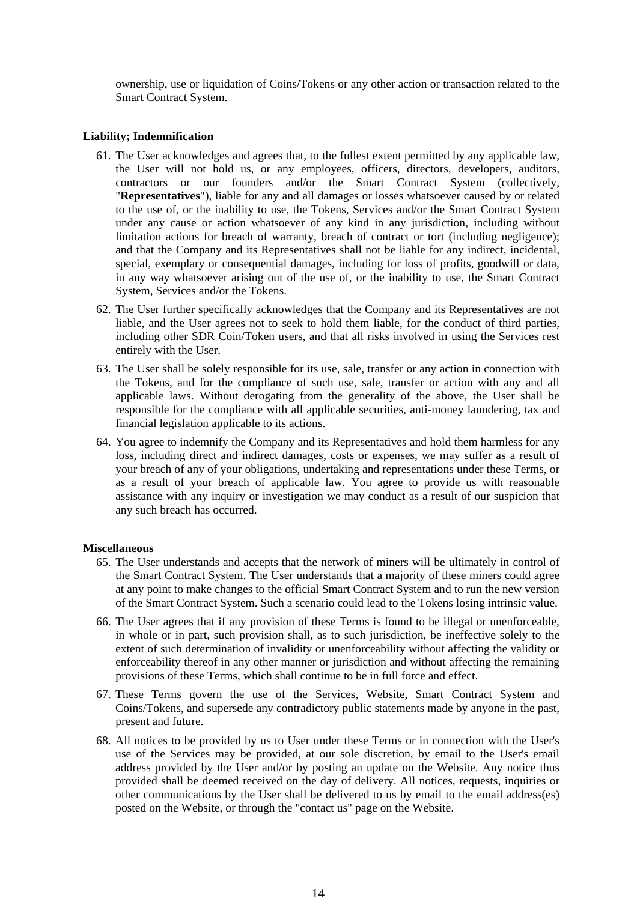ownership, use or liquidation of Coins/Tokens or any other action or transaction related to the Smart Contract System.

**Liability; Indemnification**

61. The User acknowledges and agrees that, to the fullest extent permitted by any applicable law, the User will not hold us, or any employees, officers, directors, developers, auditors, contractors or our founders and/or the Smart Contract System (collectively, "**Representatives**"), liable for any and all damages or losses whatsoever caused by or related to the use of, or the inability to use, the Tokens, Services and/or the Smart Contract System under any cause or action whatsoever of any kind in any jurisdiction, including without limitation actions for breach of warranty, breach of contract or tort (including negligence); and that the Company and its Representatives shall not be liable for any indirect, incidental, special, exemplary or consequential damages, including for loss of profits, goodwill or data, in any way whatsoever arising out of the use of, or the inability to use, the Smart Contract System, Services and/or the Tokens.
62. The User further specifically acknowledges that the Company and its Representatives are not liable, and the User agrees not to seek to hold them liable, for the conduct of third parties, including other SDR Coin/Token users, and that all risks involved in using the Services rest entirely with the User.
63. The User shall be solely responsible for its use, sale, transfer or any action in connection with the Tokens, and for the compliance of such use, sale, transfer or action with any and all applicable laws. Without derogating from the generality of the above, the User shall be responsible for the compliance with all applicable securities, anti-money laundering, tax and financial legislation applicable to its actions.
64. You agree to indemnify the Company and its Representatives and hold them harmless for any loss, including direct and indirect damages, costs or expenses, we may suffer as a result of your breach of any of your obligations, undertaking and representations under these Terms, or as a result of your breach of applicable law. You agree to provide us with reasonable assistance with any inquiry or investigation we may conduct as a result of our suspicion that any such breach has occurred.

**Miscellaneous**

65. The User understands and accepts that the network of miners will be ultimately in control of the Smart Contract System. The User understands that a majority of these miners could agree at any point to make changes to the official Smart Contract System and to run the new version of the Smart Contract System. Such a scenario could lead to the Tokens losing intrinsic value.
66. The User agrees that if any provision of these Terms is found to be illegal or unenforceable, in whole or in part, such provision shall, as to such jurisdiction, be ineffective solely to the extent of such determination of invalidity or unenforceability without affecting the validity or enforceability thereof in any other manner or jurisdiction and without affecting the remaining provisions of these Terms, which shall continue to be in full force and effect.
67. These Terms govern the use of the Services, Website, Smart Contract System and Coins/Tokens, and supersede any contradictory public statements made by anyone in the past, present and future.
68. All notices to be provided by us to User under these Terms or in connection with the User's use of the Services may be provided, at our sole discretion, by email to the User's email address provided by the User and/or by posting an update on the Website. Any notice thus provided shall be deemed received on the day of delivery. All notices, requests, inquiries or other communications by the User shall be delivered to us by email to the email address(es) posted on the Website, or through the "contact us" page on the Website.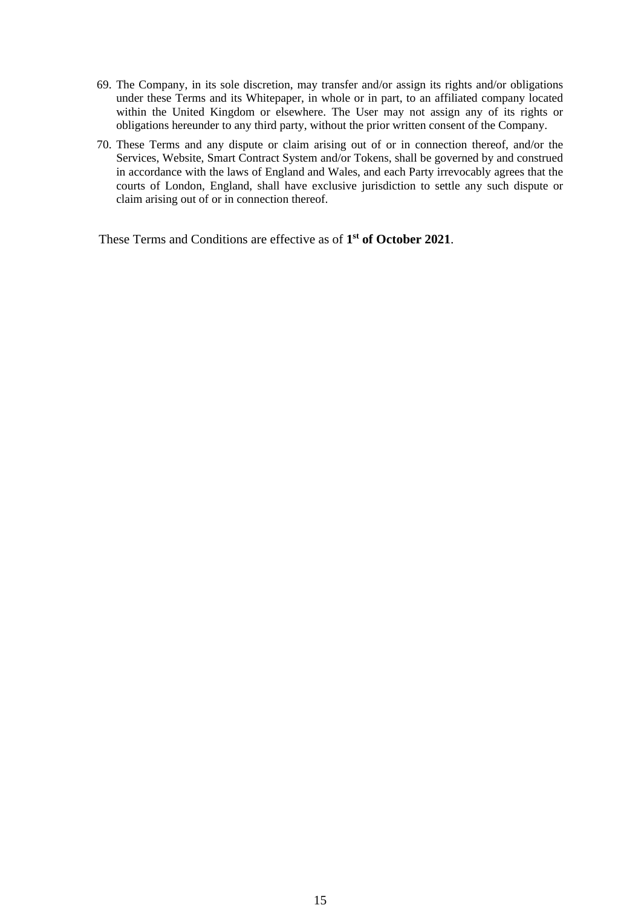69. The Company, in its sole discretion, may transfer and/or assign its rights and/or obligations under these Terms and its Whitepaper, in whole or in part, to an affiliated company located within the United Kingdom or elsewhere. The User may not assign any of its rights or obligations hereunder to any third party, without the prior written consent of the Company.

70. These Terms and any dispute or claim arising out of or in connection thereof, and/or the Services, Website, Smart Contract System and/or Tokens, shall be governed by and construed in accordance with the laws of England and Wales, and each Party irrevocably agrees that the courts of London, England, shall have exclusive jurisdiction to settle any such dispute or claim arising out of or in connection thereof.

These Terms and Conditions are effective as of **1st of October 2021**.